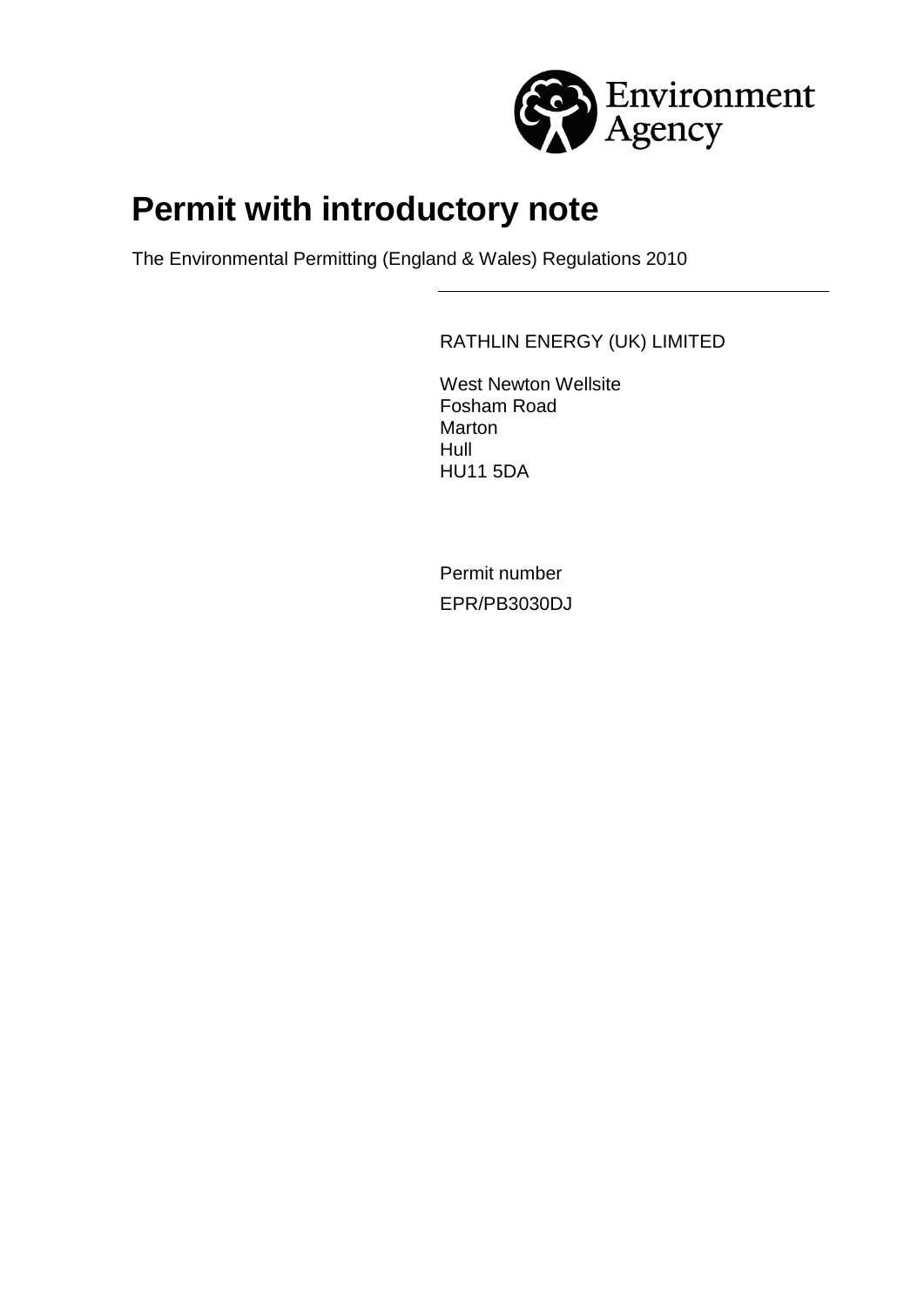Environment Agency

# Permit with introductory note

The Environmental Permitting (England & Wales) Regulations 2010

RATHLIN ENERGY (UK) LIMITED

West Newton Wellsite
Fosham Road
Marton
Hull
HU11 5DA

Permit number
EPR/PB3030DJ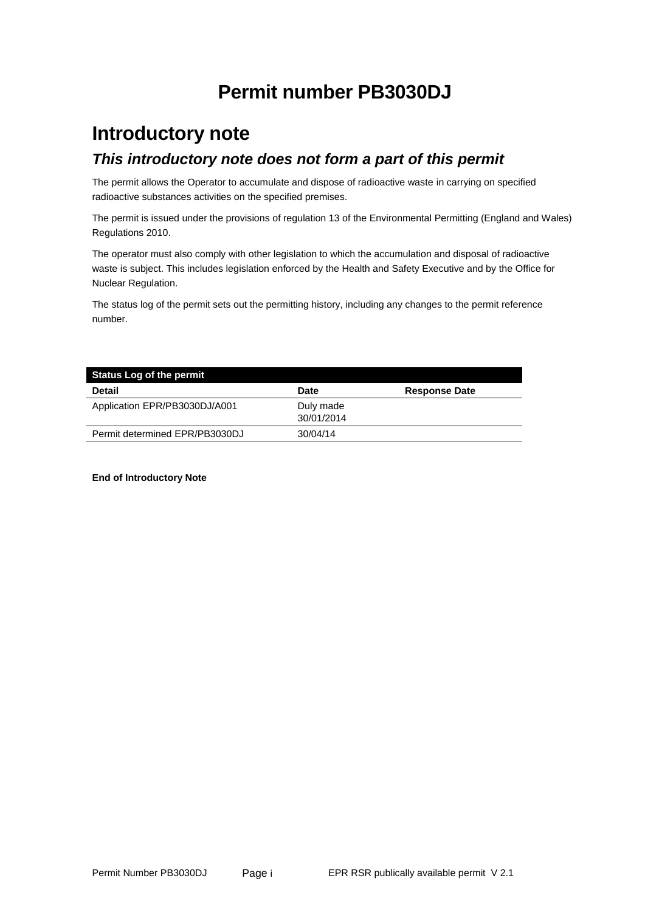# Permit number PB3030DJ

## Introductory note

### *This introductory note does not form a part of this permit*

The permit allows the Operator to accumulate and dispose of radioactive waste in carrying on specified radioactive substances activities on the specified premises.

The permit is issued under the provisions of regulation 13 of the Environmental Permitting (England and Wales) Regulations 2010.

The operator must also comply with other legislation to which the accumulation and disposal of radioactive waste is subject. This includes legislation enforced by the Health and Safety Executive and by the Office for Nuclear Regulation.

The status log of the permit sets out the permitting history, including any changes to the permit reference number.

| Status Log of the permit | | |
|---|---|---|
| **Detail** | **Date** | **Response Date** |
| Application EPR/PB3030DJ/A001 | Duly made 30/01/2014 | |
| Permit determined EPR/PB3030DJ | 30/04/14 | |

**End of Introductory Note**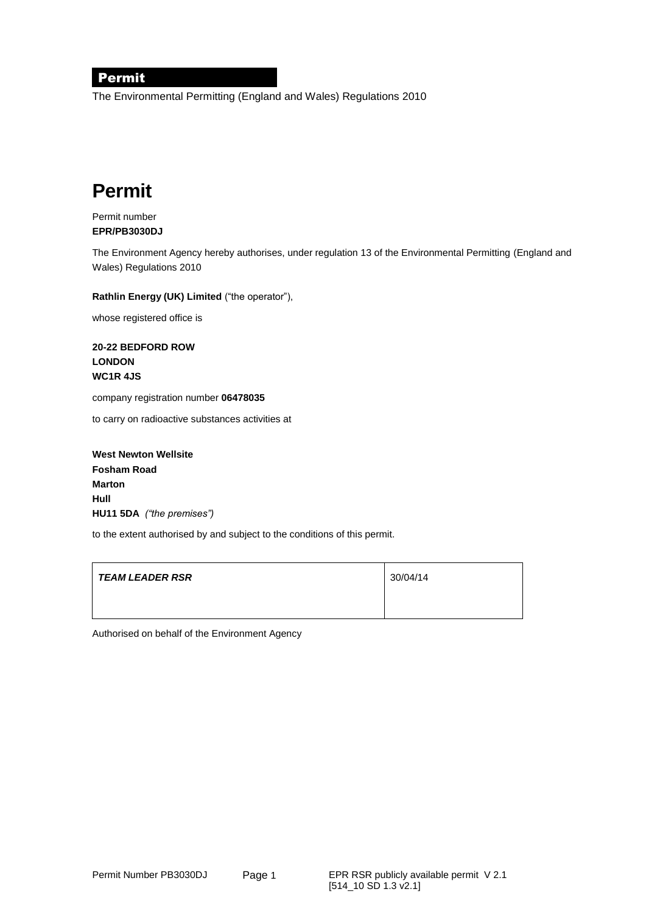**Permit**

The Environmental Permitting (England and Wales) Regulations 2010

# Permit

Permit number
**EPR/PB3030DJ**

The Environment Agency hereby authorises, under regulation 13 of the Environmental Permitting (England and Wales) Regulations 2010

**Rathlin Energy (UK) Limited** ("the operator"),

whose registered office is

**20-22 BEDFORD ROW**
**LONDON**
**WC1R 4JS**

company registration number **06478035**

to carry on radioactive substances activities at

**West Newton Wellsite**
**Fosham Road**
**Marton**
**Hull**
**HU11 5DA** *("the premises")*

to the extent authorised by and subject to the conditions of this permit.

| ***TEAM LEADER RSR*** | 30/04/14 |
|---|---|

Authorised on behalf of the Environment Agency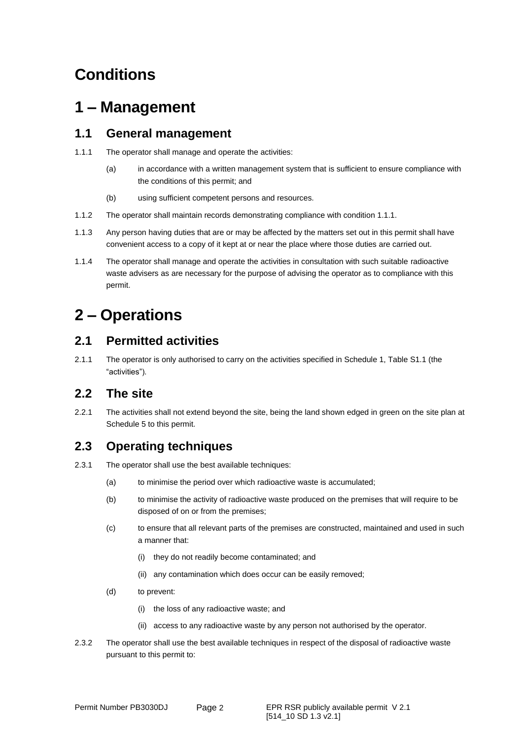# Conditions

# 1 – Management

## 1.1 General management

1.1.1 The operator shall manage and operate the activities:

- (a) in accordance with a written management system that is sufficient to ensure compliance with the conditions of this permit; and
- (b) using sufficient competent persons and resources.

1.1.2 The operator shall maintain records demonstrating compliance with condition 1.1.1.

1.1.3 Any person having duties that are or may be affected by the matters set out in this permit shall have convenient access to a copy of it kept at or near the place where those duties are carried out.

1.1.4 The operator shall manage and operate the activities in consultation with such suitable radioactive waste advisers as are necessary for the purpose of advising the operator as to compliance with this permit.

# 2 – Operations

## 2.1 Permitted activities

2.1.1 The operator is only authorised to carry on the activities specified in Schedule 1, Table S1.1 (the "activities").

## 2.2 The site

2.2.1 The activities shall not extend beyond the site, being the land shown edged in green on the site plan at Schedule 5 to this permit.

## 2.3 Operating techniques

2.3.1 The operator shall use the best available techniques:

- (a) to minimise the period over which radioactive waste is accumulated;
- (b) to minimise the activity of radioactive waste produced on the premises that will require to be disposed of on or from the premises;
- (c) to ensure that all relevant parts of the premises are constructed, maintained and used in such a manner that:
  - (i) they do not readily become contaminated; and
  - (ii) any contamination which does occur can be easily removed;
- (d) to prevent:
  - (i) the loss of any radioactive waste; and
  - (ii) access to any radioactive waste by any person not authorised by the operator.

2.3.2 The operator shall use the best available techniques in respect of the disposal of radioactive waste pursuant to this permit to: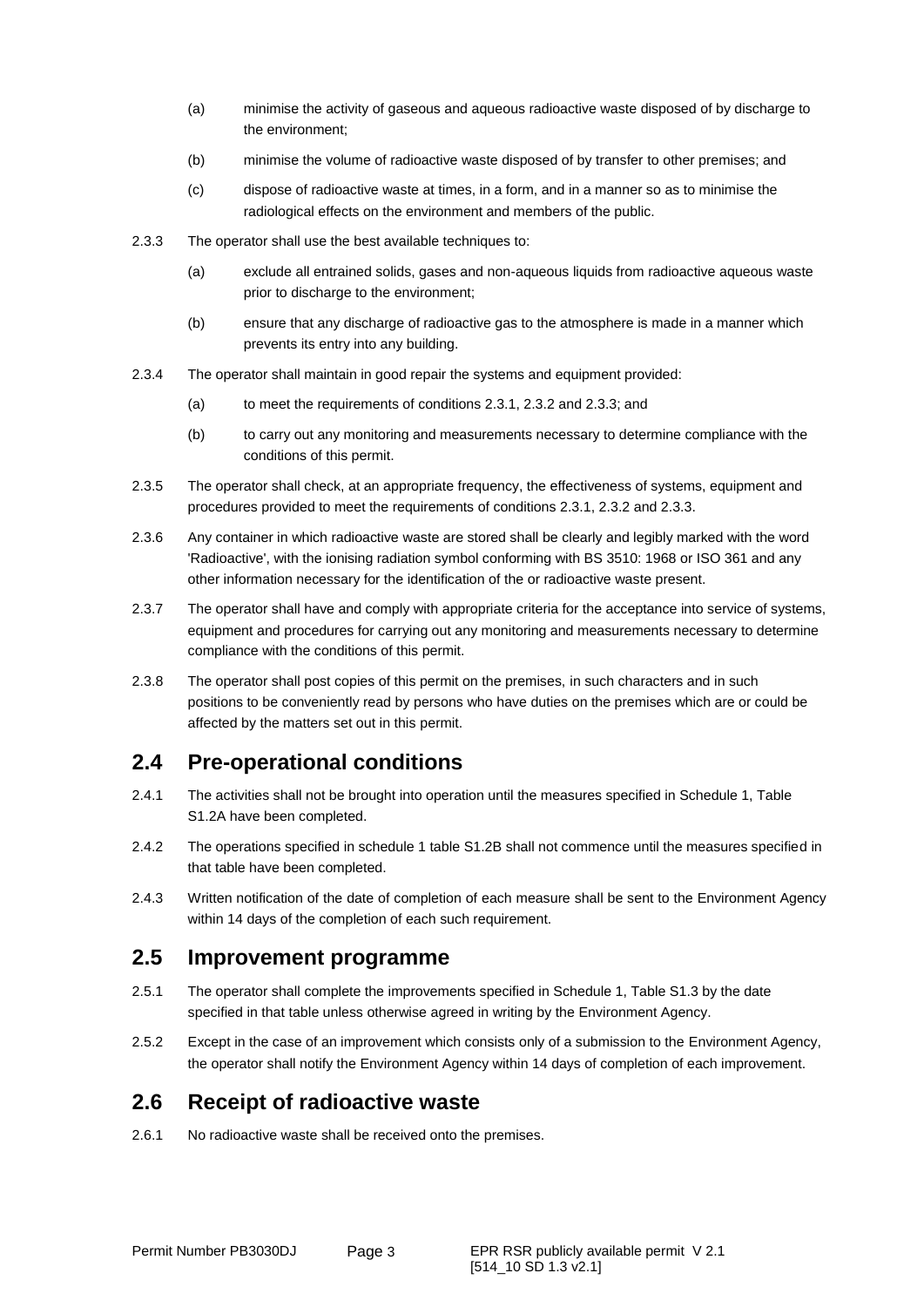(a) minimise the activity of gaseous and aqueous radioactive waste disposed of by discharge to the environment;

(b) minimise the volume of radioactive waste disposed of by transfer to other premises; and

(c) dispose of radioactive waste at times, in a form, and in a manner so as to minimise the radiological effects on the environment and members of the public.

2.3.3 The operator shall use the best available techniques to:

(a) exclude all entrained solids, gases and non-aqueous liquids from radioactive aqueous waste prior to discharge to the environment;

(b) ensure that any discharge of radioactive gas to the atmosphere is made in a manner which prevents its entry into any building.

2.3.4 The operator shall maintain in good repair the systems and equipment provided:

(a) to meet the requirements of conditions 2.3.1, 2.3.2 and 2.3.3; and

(b) to carry out any monitoring and measurements necessary to determine compliance with the conditions of this permit.

2.3.5 The operator shall check, at an appropriate frequency, the effectiveness of systems, equipment and procedures provided to meet the requirements of conditions 2.3.1, 2.3.2 and 2.3.3.

2.3.6 Any container in which radioactive waste are stored shall be clearly and legibly marked with the word 'Radioactive', with the ionising radiation symbol conforming with BS 3510: 1968 or ISO 361 and any other information necessary for the identification of the or radioactive waste present.

2.3.7 The operator shall have and comply with appropriate criteria for the acceptance into service of systems, equipment and procedures for carrying out any monitoring and measurements necessary to determine compliance with the conditions of this permit.

2.3.8 The operator shall post copies of this permit on the premises, in such characters and in such positions to be conveniently read by persons who have duties on the premises which are or could be affected by the matters set out in this permit.

## 2.4 Pre-operational conditions

2.4.1 The activities shall not be brought into operation until the measures specified in Schedule 1, Table S1.2A have been completed.

2.4.2 The operations specified in schedule 1 table S1.2B shall not commence until the measures specified in that table have been completed.

2.4.3 Written notification of the date of completion of each measure shall be sent to the Environment Agency within 14 days of the completion of each such requirement.

## 2.5 Improvement programme

2.5.1 The operator shall complete the improvements specified in Schedule 1, Table S1.3 by the date specified in that table unless otherwise agreed in writing by the Environment Agency.

2.5.2 Except in the case of an improvement which consists only of a submission to the Environment Agency, the operator shall notify the Environment Agency within 14 days of completion of each improvement.

## 2.6 Receipt of radioactive waste

2.6.1 No radioactive waste shall be received onto the premises.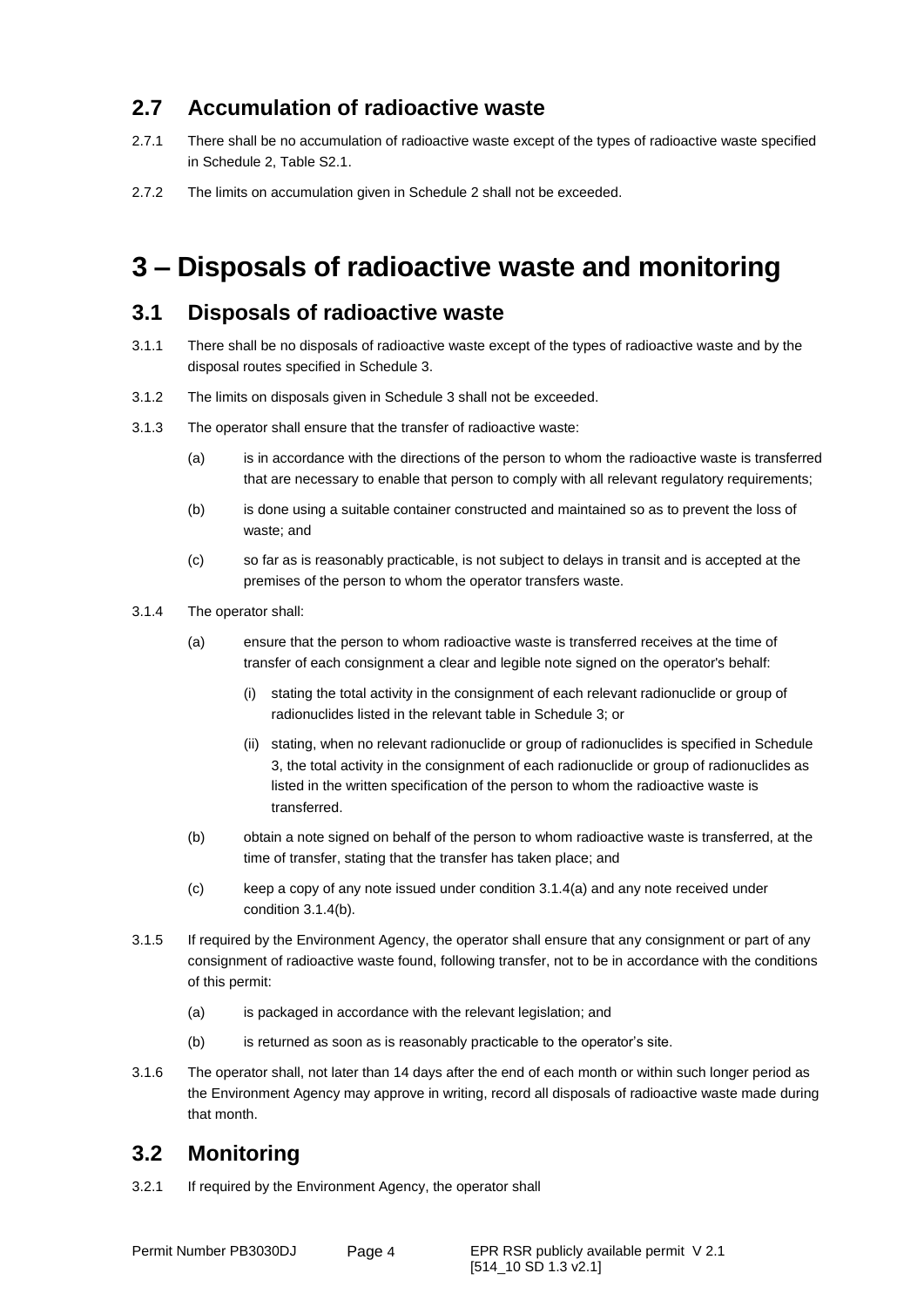## 2.7 Accumulation of radioactive waste

2.7.1 There shall be no accumulation of radioactive waste except of the types of radioactive waste specified in Schedule 2, Table S2.1.

2.7.2 The limits on accumulation given in Schedule 2 shall not be exceeded.

# 3 – Disposals of radioactive waste and monitoring

## 3.1 Disposals of radioactive waste

3.1.1 There shall be no disposals of radioactive waste except of the types of radioactive waste and by the disposal routes specified in Schedule 3.

3.1.2 The limits on disposals given in Schedule 3 shall not be exceeded.

3.1.3 The operator shall ensure that the transfer of radioactive waste:

- (a) is in accordance with the directions of the person to whom the radioactive waste is transferred that are necessary to enable that person to comply with all relevant regulatory requirements;
- (b) is done using a suitable container constructed and maintained so as to prevent the loss of waste; and
- (c) so far as is reasonably practicable, is not subject to delays in transit and is accepted at the premises of the person to whom the operator transfers waste.

3.1.4 The operator shall:

- (a) ensure that the person to whom radioactive waste is transferred receives at the time of transfer of each consignment a clear and legible note signed on the operator's behalf:
  - (i) stating the total activity in the consignment of each relevant radionuclide or group of radionuclides listed in the relevant table in Schedule 3; or
  - (ii) stating, when no relevant radionuclide or group of radionuclides is specified in Schedule 3, the total activity in the consignment of each radionuclide or group of radionuclides as listed in the written specification of the person to whom the radioactive waste is transferred.
- (b) obtain a note signed on behalf of the person to whom radioactive waste is transferred, at the time of transfer, stating that the transfer has taken place; and
- (c) keep a copy of any note issued under condition 3.1.4(a) and any note received under condition 3.1.4(b).

3.1.5 If required by the Environment Agency, the operator shall ensure that any consignment or part of any consignment of radioactive waste found, following transfer, not to be in accordance with the conditions of this permit:

- (a) is packaged in accordance with the relevant legislation; and
- (b) is returned as soon as is reasonably practicable to the operator's site.

3.1.6 The operator shall, not later than 14 days after the end of each month or within such longer period as the Environment Agency may approve in writing, record all disposals of radioactive waste made during that month.

## 3.2 Monitoring

3.2.1 If required by the Environment Agency, the operator shall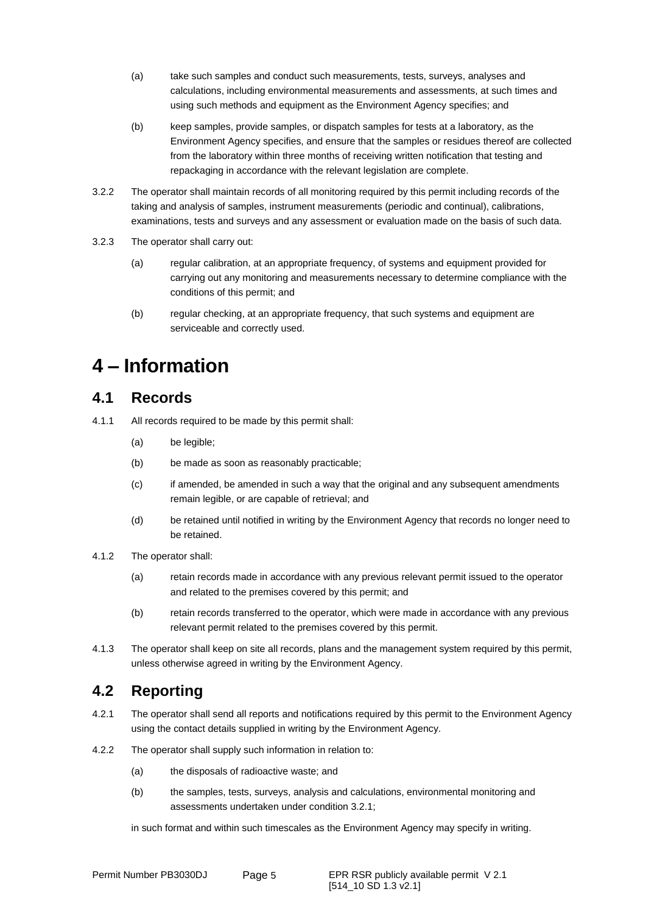(a) take such samples and conduct such measurements, tests, surveys, analyses and calculations, including environmental measurements and assessments, at such times and using such methods and equipment as the Environment Agency specifies; and

(b) keep samples, provide samples, or dispatch samples for tests at a laboratory, as the Environment Agency specifies, and ensure that the samples or residues thereof are collected from the laboratory within three months of receiving written notification that testing and repackaging in accordance with the relevant legislation are complete.

3.2.2 The operator shall maintain records of all monitoring required by this permit including records of the taking and analysis of samples, instrument measurements (periodic and continual), calibrations, examinations, tests and surveys and any assessment or evaluation made on the basis of such data.

3.2.3 The operator shall carry out:

(a) regular calibration, at an appropriate frequency, of systems and equipment provided for carrying out any monitoring and measurements necessary to determine compliance with the conditions of this permit; and

(b) regular checking, at an appropriate frequency, that such systems and equipment are serviceable and correctly used.

# 4 – Information

## 4.1 Records

4.1.1 All records required to be made by this permit shall:

(a) be legible;

(b) be made as soon as reasonably practicable;

(c) if amended, be amended in such a way that the original and any subsequent amendments remain legible, or are capable of retrieval; and

(d) be retained until notified in writing by the Environment Agency that records no longer need to be retained.

4.1.2 The operator shall:

(a) retain records made in accordance with any previous relevant permit issued to the operator and related to the premises covered by this permit; and

(b) retain records transferred to the operator, which were made in accordance with any previous relevant permit related to the premises covered by this permit.

4.1.3 The operator shall keep on site all records, plans and the management system required by this permit, unless otherwise agreed in writing by the Environment Agency.

## 4.2 Reporting

4.2.1 The operator shall send all reports and notifications required by this permit to the Environment Agency using the contact details supplied in writing by the Environment Agency.

4.2.2 The operator shall supply such information in relation to:

(a) the disposals of radioactive waste; and

(b) the samples, tests, surveys, analysis and calculations, environmental monitoring and assessments undertaken under condition 3.2.1;

in such format and within such timescales as the Environment Agency may specify in writing.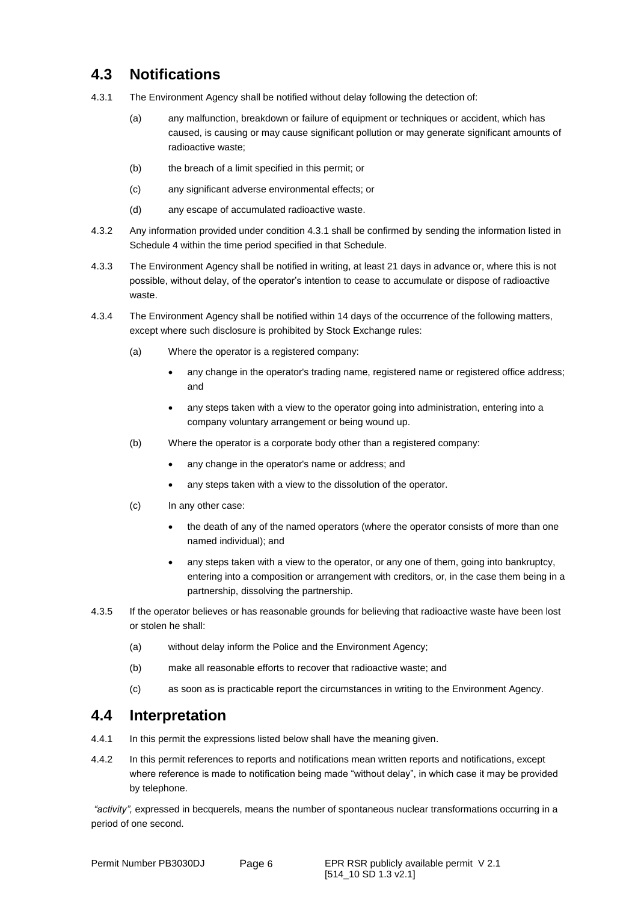## 4.3 Notifications

4.3.1 The Environment Agency shall be notified without delay following the detection of:

(a) any malfunction, breakdown or failure of equipment or techniques or accident, which has caused, is causing or may cause significant pollution or may generate significant amounts of radioactive waste;

(b) the breach of a limit specified in this permit; or

(c) any significant adverse environmental effects; or

(d) any escape of accumulated radioactive waste.

4.3.2 Any information provided under condition 4.3.1 shall be confirmed by sending the information listed in Schedule 4 within the time period specified in that Schedule.

4.3.3 The Environment Agency shall be notified in writing, at least 21 days in advance or, where this is not possible, without delay, of the operator's intention to cease to accumulate or dispose of radioactive waste.

4.3.4 The Environment Agency shall be notified within 14 days of the occurrence of the following matters, except where such disclosure is prohibited by Stock Exchange rules:

(a) Where the operator is a registered company:

- any change in the operator's trading name, registered name or registered office address; and
- any steps taken with a view to the operator going into administration, entering into a company voluntary arrangement or being wound up.

(b) Where the operator is a corporate body other than a registered company:

- any change in the operator's name or address; and
- any steps taken with a view to the dissolution of the operator.

(c) In any other case:

- the death of any of the named operators (where the operator consists of more than one named individual); and
- any steps taken with a view to the operator, or any one of them, going into bankruptcy, entering into a composition or arrangement with creditors, or, in the case them being in a partnership, dissolving the partnership.

4.3.5 If the operator believes or has reasonable grounds for believing that radioactive waste have been lost or stolen he shall:

(a) without delay inform the Police and the Environment Agency;

(b) make all reasonable efforts to recover that radioactive waste; and

(c) as soon as is practicable report the circumstances in writing to the Environment Agency.

## 4.4 Interpretation

4.4.1 In this permit the expressions listed below shall have the meaning given.

4.4.2 In this permit references to reports and notifications mean written reports and notifications, except where reference is made to notification being made "without delay", in which case it may be provided by telephone.

*"activity",* expressed in becquerels, means the number of spontaneous nuclear transformations occurring in a period of one second.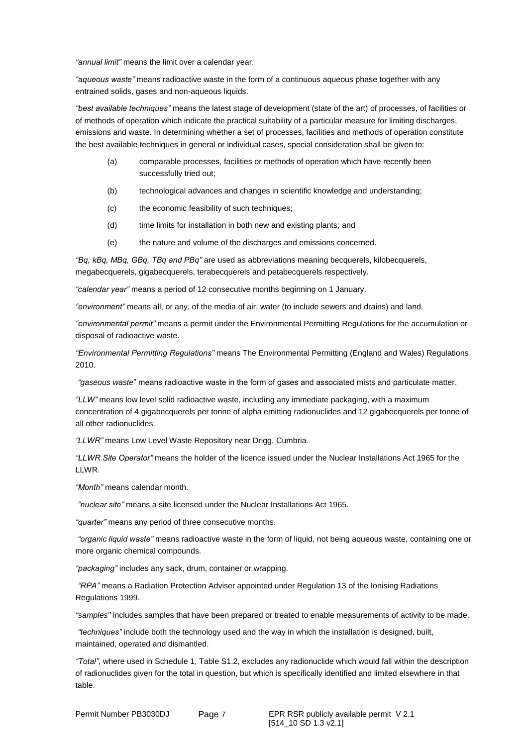*"annual limit"* means the limit over a calendar year.

*"aqueous waste"* means radioactive waste in the form of a continuous aqueous phase together with any entrained solids, gases and non-aqueous liquids.

*"best available techniques"* means the latest stage of development (state of the art) of processes, of facilities or of methods of operation which indicate the practical suitability of a particular measure for limiting discharges, emissions and waste. In determining whether a set of processes, facilities and methods of operation constitute the best available techniques in general or individual cases, special consideration shall be given to:

(a) comparable processes, facilities or methods of operation which have recently been successfully tried out;

(b) technological advances and changes in scientific knowledge and understanding;

(c) the economic feasibility of such techniques;

(d) time limits for installation in both new and existing plants; and

(e) the nature and volume of the discharges and emissions concerned.

*"Bq, kBq, MBq, GBq, TBq and PBq"* are used as abbreviations meaning becquerels, kilobecquerels, megabecquerels, gigabecquerels, terabecquerels and petabecquerels respectively.

*"calendar year"* means a period of 12 consecutive months beginning on 1 January.

*"environment"* means all, or any, of the media of air, water (to include sewers and drains) and land.

*"environmental permit"* means a permit under the Environmental Permitting Regulations for the accumulation or disposal of radioactive waste.

*"Environmental Permitting Regulations"* means The Environmental Permitting (England and Wales) Regulations 2010.

*"gaseous waste"* means radioactive waste in the form of gases and associated mists and particulate matter.

*"LLW"* means low level solid radioactive waste, including any immediate packaging, with a maximum concentration of 4 gigabecquerels per tonne of alpha emitting radionuclides and 12 gigabecquerels per tonne of all other radionuclides.

*"LLWR"* means Low Level Waste Repository near Drigg, Cumbria.

*"LLWR Site Operator"* means the holder of the licence issued under the Nuclear Installations Act 1965 for the LLWR.

*"Month"* means calendar month.

*"nuclear site"* means a site licensed under the Nuclear Installations Act 1965.

*"quarter"* means any period of three consecutive months.

*"organic liquid waste"* means radioactive waste in the form of liquid, not being aqueous waste, containing one or more organic chemical compounds.

*"packaging"* includes any sack, drum, container or wrapping.

*"RPA"* means a Radiation Protection Adviser appointed under Regulation 13 of the Ionising Radiations Regulations 1999.

*"samples"* includes samples that have been prepared or treated to enable measurements of activity to be made.

*"techniques"* include both the technology used and the way in which the installation is designed, built, maintained, operated and dismantled.

*"Total"*, where used in Schedule 1, Table S1.2, excludes any radionuclide which would fall within the description of radionuclides given for the total in question, but which is specifically identified and limited elsewhere in that table.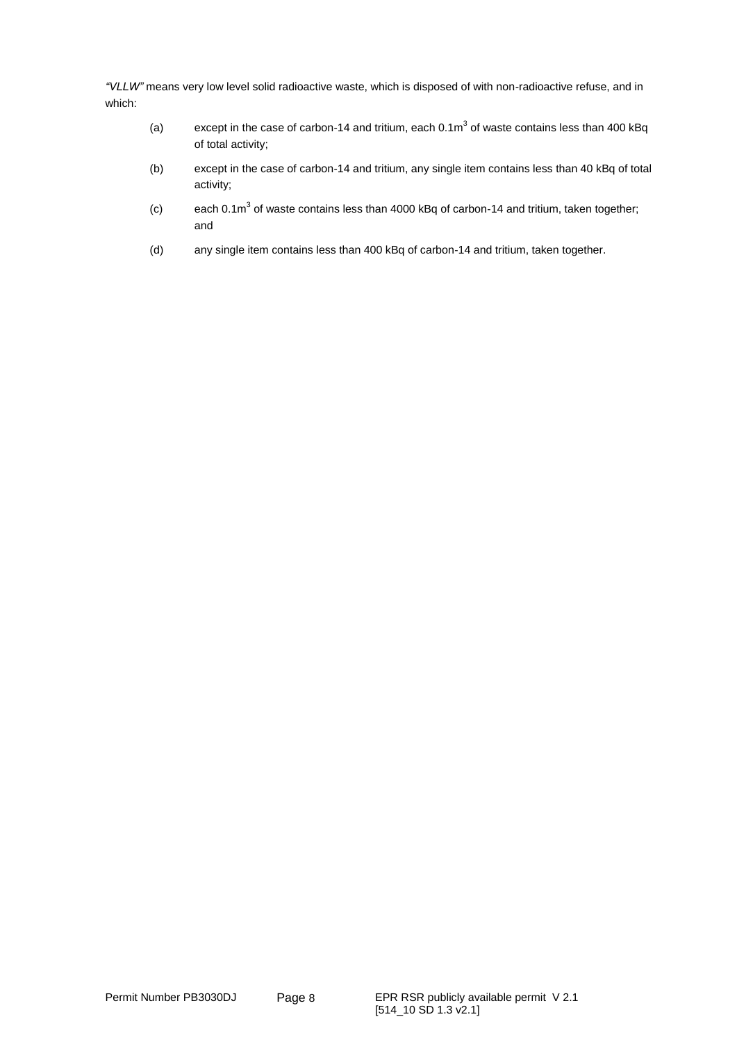*"VLLW"* means very low level solid radioactive waste, which is disposed of with non-radioactive refuse, and in which:

(a) except in the case of carbon-14 and tritium, each $0.1m^3$ of waste contains less than 400 kBq of total activity;

(b) except in the case of carbon-14 and tritium, any single item contains less than 40 kBq of total activity;

(c) each $0.1m^3$ of waste contains less than 4000 kBq of carbon-14 and tritium, taken together; and

(d) any single item contains less than 400 kBq of carbon-14 and tritium, taken together.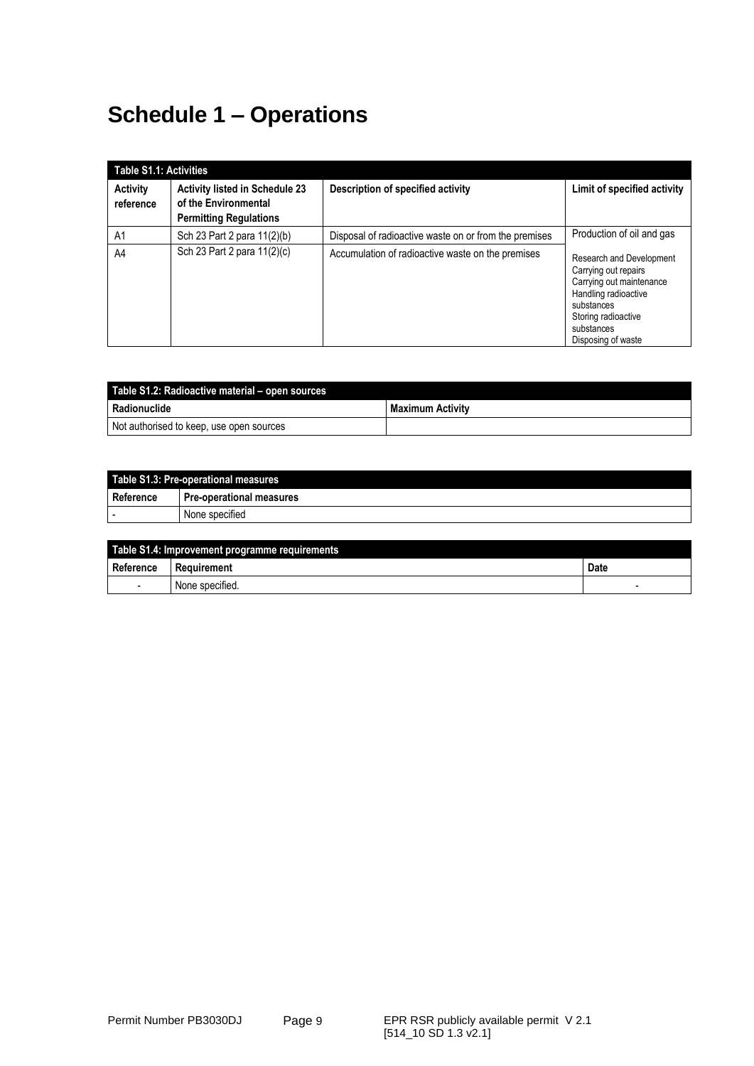# Schedule 1 – Operations

| Table S1.1: Activities | | | |
|---|---|---|---|
| **Activity reference** | **Activity listed in Schedule 23 of the Environmental Permitting Regulations** | **Description of specified activity** | **Limit of specified activity** |
| A1 | Sch 23 Part 2 para 11(2)(b) | Disposal of radioactive waste on or from the premises | Production of oil and gas |
| A4 | Sch 23 Part 2 para 11(2)(c) | Accumulation of radioactive waste on the premises | Research and Development<br>Carrying out repairs<br>Carrying out maintenance<br>Handling radioactive substances<br>Storing radioactive substances<br>Disposing of waste |

| Table S1.2: Radioactive material – open sources | |
|---|---|
| **Radionuclide** | **Maximum Activity** |
| Not authorised to keep, use open sources | |

| Table S1.3: Pre-operational measures | |
|---|---|
| **Reference** | **Pre-operational measures** |
| - | None specified |

| Table S1.4: Improvement programme requirements | | |
|---|---|---|
| **Reference** | **Requirement** | **Date** |
| - | None specified. | - |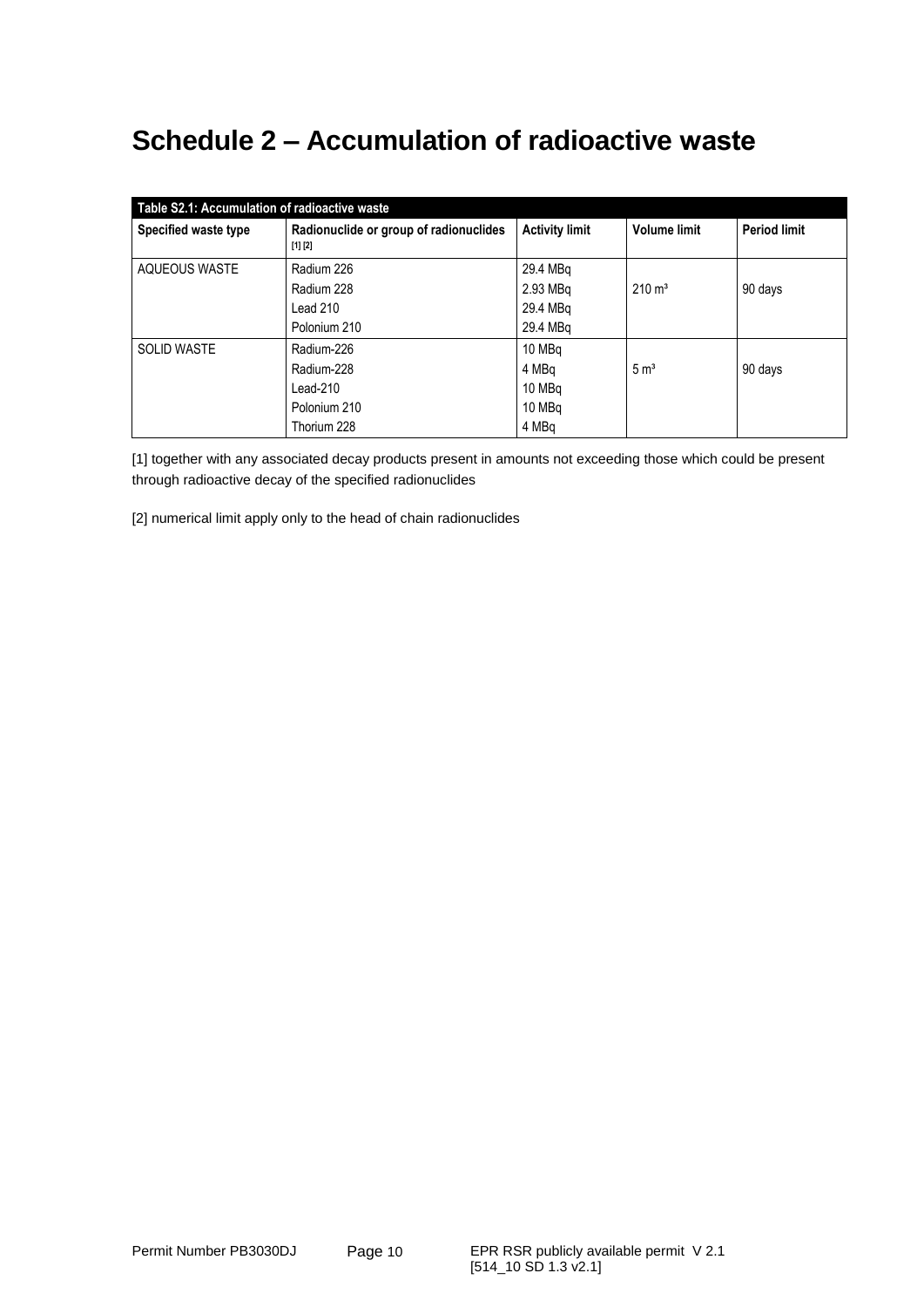# Schedule 2 – Accumulation of radioactive waste

| Table S2.1: Accumulation of radioactive waste | | | | |
|---|---|---|---|---|
| **Specified waste type** | **Radionuclide or group of radionuclides** [1] [2] | **Activity limit** | **Volume limit** | **Period limit** |
| AQUEOUS WASTE | Radium 226<br>Radium 228<br>Lead 210<br>Polonium 210 | 29.4 MBq<br>2.93 MBq<br>29.4 MBq<br>29.4 MBq | 210 $m^3$ | 90 days |
| SOLID WASTE | Radium-226<br>Radium-228<br>Lead-210<br>Polonium 210<br>Thorium 228 | 10 MBq<br>4 MBq<br>10 MBq<br>10 MBq<br>4 MBq | 5 $m^3$ | 90 days |

[1] together with any associated decay products present in amounts not exceeding those which could be present through radioactive decay of the specified radionuclides

[2] numerical limit apply only to the head of chain radionuclides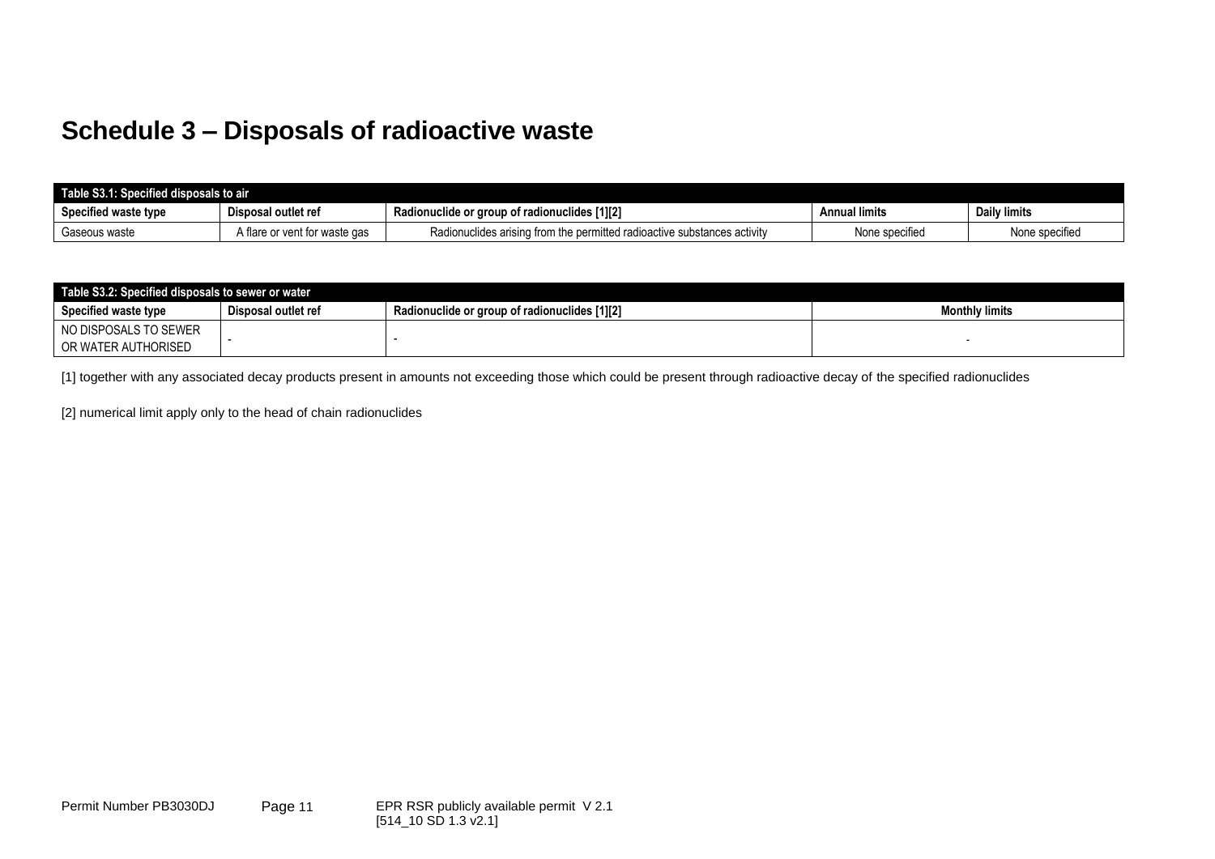# Schedule 3 – Disposals of radioactive waste

| Table S3.1: Specified disposals to air | | | | |
|---|---|---|---|---|
| **Specified waste type** | **Disposal outlet ref** | **Radionuclide or group of radionuclides [1][2]** | **Annual limits** | **Daily limits** |
| Gaseous waste | A flare or vent for waste gas | Radionuclides arising from the permitted radioactive substances activity | None specified | None specified |

| Table S3.2: Specified disposals to sewer or water | | | |
|---|---|---|---|
| **Specified waste type** | **Disposal outlet ref** | **Radionuclide or group of radionuclides [1][2]** | **Monthly limits** |
| NO DISPOSALS TO SEWER OR WATER AUTHORISED | - | - | - |

[1] together with any associated decay products present in amounts not exceeding those which could be present through radioactive decay of the specified radionuclides

[2] numerical limit apply only to the head of chain radionuclides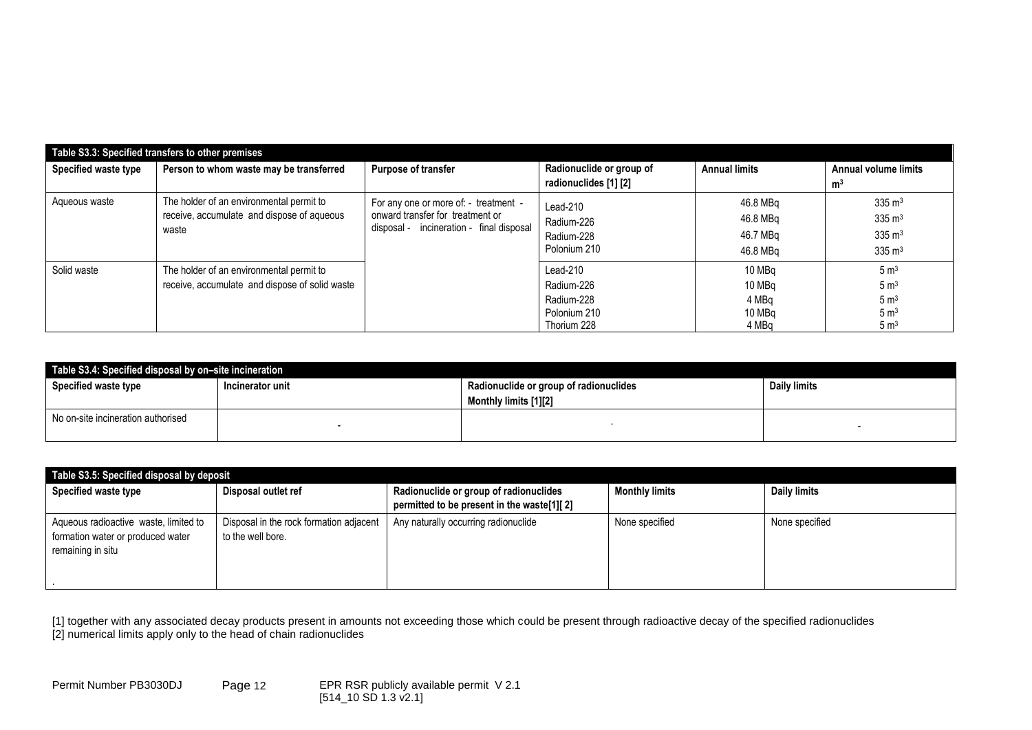| Table S3.3: Specified transfers to other premises | | | | | |
|---|---|---|---|---|---|
| **Specified waste type** | **Person to whom waste may be transferred** | **Purpose of transfer** | **Radionuclide or group of radionuclides [1] [2]** | **Annual limits** | **Annual volume limits $m^3$** |
| Aqueous waste | The holder of an environmental permit to receive, accumulate and dispose of aqueous waste | For any one or more of: - treatment - onward transfer for treatment or disposal - incineration - final disposal | Lead-210<br>Radium-226<br>Radium-228<br>Polonium 210 | 46.8 MBq<br>46.8 MBq<br>46.7 MBq<br>46.8 MBq | 335 $m^3$<br>335 $m^3$<br>335 $m^3$<br>335 $m^3$ |
| Solid waste | The holder of an environmental permit to receive, accumulate and dispose of solid waste | | Lead-210<br>Radium-226<br>Radium-228<br>Polonium 210<br>Thorium 228 | 10 MBq<br>10 MBq<br>4 MBq<br>10 MBq<br>4 MBq | 5 $m^3$<br>5 $m^3$<br>5 $m^3$<br>5 $m^3$<br>5 $m^3$ |

| Table S3.4: Specified disposal by on–site incineration | | | |
|---|---|---|---|
| **Specified waste type** | **Incinerator unit** | **Radionuclide or group of radionuclides Monthly limits [1][2]** | **Daily limits** |
| No on-site incineration authorised | - | - | - |

| Table S3.5: Specified disposal by deposit | | | | |
|---|---|---|---|---|
| **Specified waste type** | **Disposal outlet ref** | **Radionuclide or group of radionuclides permitted to be present in the waste[1][ 2]** | **Monthly limits** | **Daily limits** |
| Aqueous radioactive waste, limited to formation water or produced water remaining in situ<br>. | Disposal in the rock formation adjacent to the well bore. | Any naturally occurring radionuclide | None specified | None specified |

[1] together with any associated decay products present in amounts not exceeding those which could be present through radioactive decay of the specified radionuclides
[2] numerical limits apply only to the head of chain radionuclides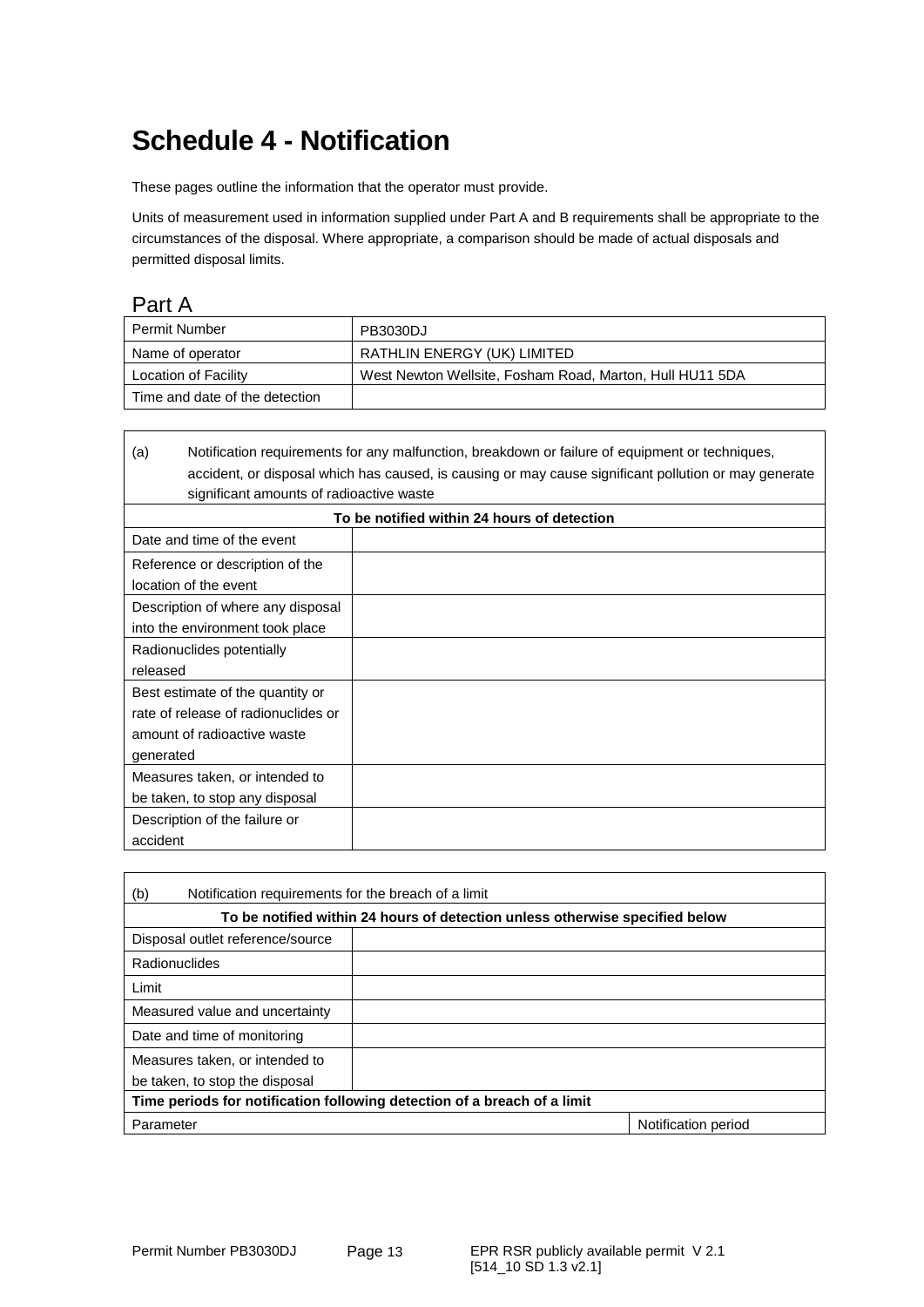# Schedule 4 - Notification

These pages outline the information that the operator must provide.

Units of measurement used in information supplied under Part A and B requirements shall be appropriate to the circumstances of the disposal. Where appropriate, a comparison should be made of actual disposals and permitted disposal limits.

## Part A

| Permit Number | PB3030DJ |
|---|---|
| Name of operator | RATHLIN ENERGY (UK) LIMITED |
| Location of Facility | West Newton Wellsite, Fosham Road, Marton, Hull HU11 5DA |
| Time and date of the detection | |

| (a) Notification requirements for any malfunction, breakdown or failure of equipment or techniques, accident, or disposal which has caused, is causing or may cause significant pollution or may generate significant amounts of radioactive waste | |
|---|---|
| **To be notified within 24 hours of detection** | |
| Date and time of the event | |
| Reference or description of the location of the event | |
| Description of where any disposal into the environment took place | |
| Radionuclides potentially released | |
| Best estimate of the quantity or rate of release of radionuclides or amount of radioactive waste generated | |
| Measures taken, or intended to be taken, to stop any disposal | |
| Description of the failure or accident | |

| (b) Notification requirements for the breach of a limit | | |
|---|---|---|
| **To be notified within 24 hours of detection unless otherwise specified below** | | |
| Disposal outlet reference/source | | |
| Radionuclides | | |
| Limit | | |
| Measured value and uncertainty | | |
| Date and time of monitoring | | |
| Measures taken, or intended to be taken, to stop the disposal | | |
| **Time periods for notification following detection of a breach of a limit** | | |
| Parameter | | Notification period |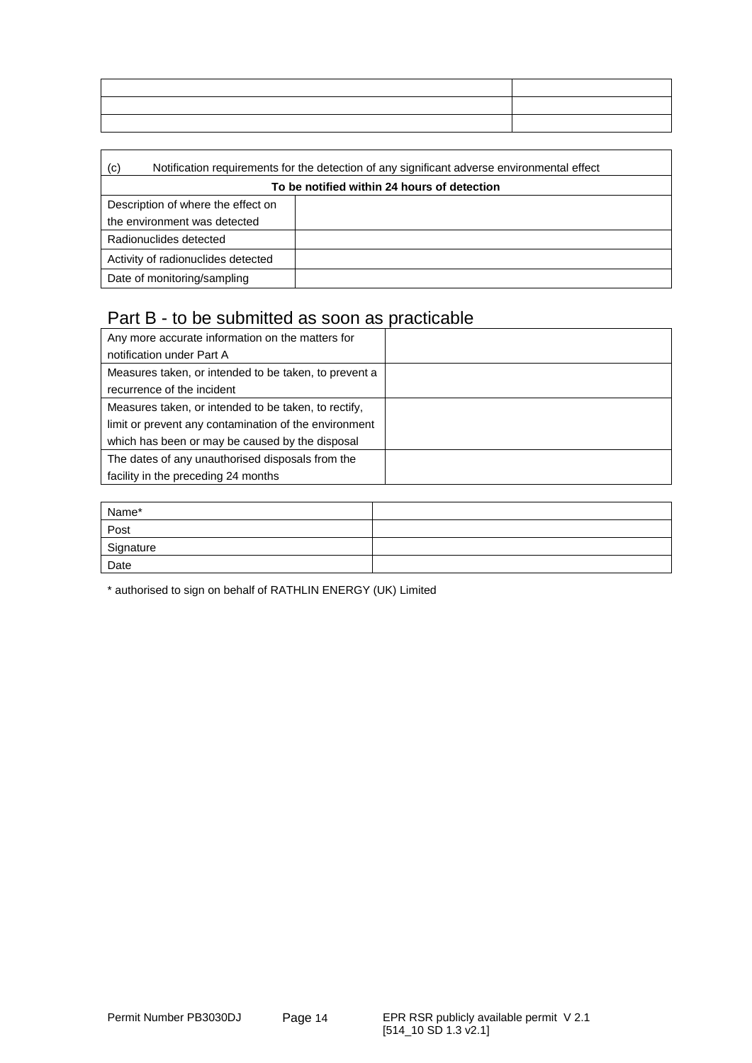| | |
|---|---|
| | |
| | |
| | |

| (c) Notification requirements for the detection of any significant adverse environmental effect | |
|---|---|
| **To be notified within 24 hours of detection** | |
| Description of where the effect on the environment was detected | |
| Radionuclides detected | |
| Activity of radionuclides detected | |
| Date of monitoring/sampling | |

## Part B - to be submitted as soon as practicable

| | |
|---|---|
| Any more accurate information on the matters for notification under Part A | |
| Measures taken, or intended to be taken, to prevent a recurrence of the incident | |
| Measures taken, or intended to be taken, to rectify, limit or prevent any contamination of the environment which has been or may be caused by the disposal | |
| The dates of any unauthorised disposals from the facility in the preceding 24 months | |

| | |
|---|---|
| Name* | |
| Post | |
| Signature | |
| Date | |

* authorised to sign on behalf of RATHLIN ENERGY (UK) Limited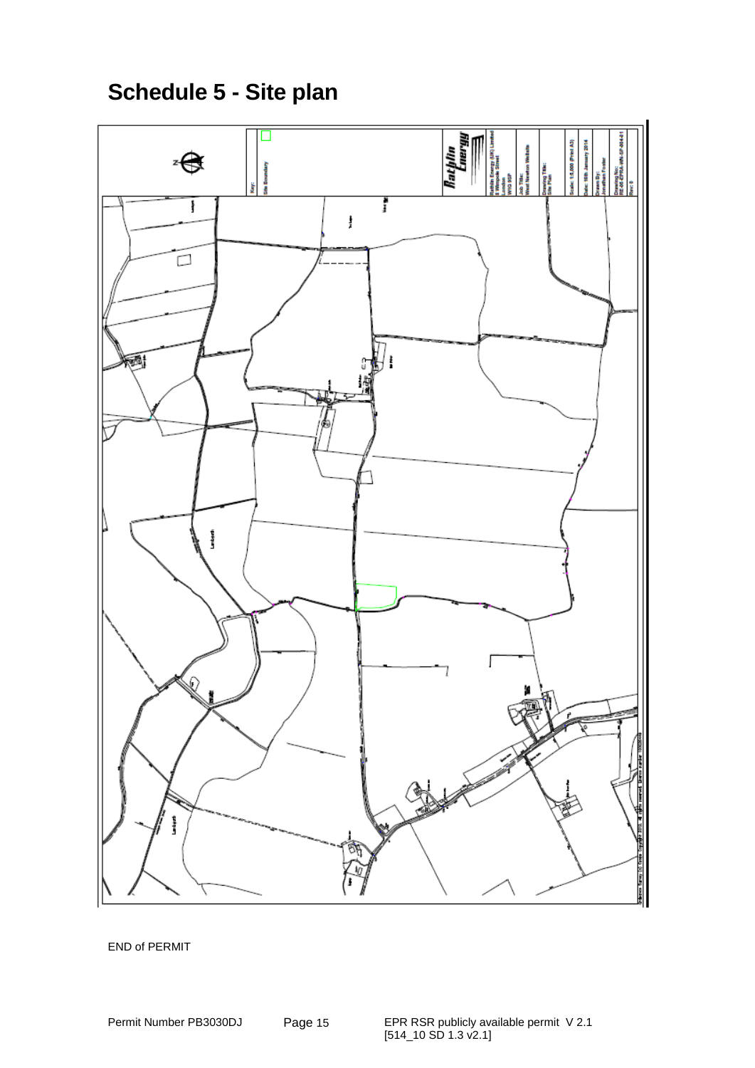# Schedule 5 - Site plan

Key:

Site Boundary

Rathlin Energy

Rathlin Energy (UK) Limited
5 Wimpole Street
London
W1G 9SP

Job Title:
West Newton Wellsite

Drawing Title:
Site Plan

Scale: 1:5,000 (Print A3)

Date: 16th January 2014

Drawn By:
Jonathan Foster

Drawing No:
RE-05-EP0A-WN-SP-004-01

Rev: 0

END of PERMIT